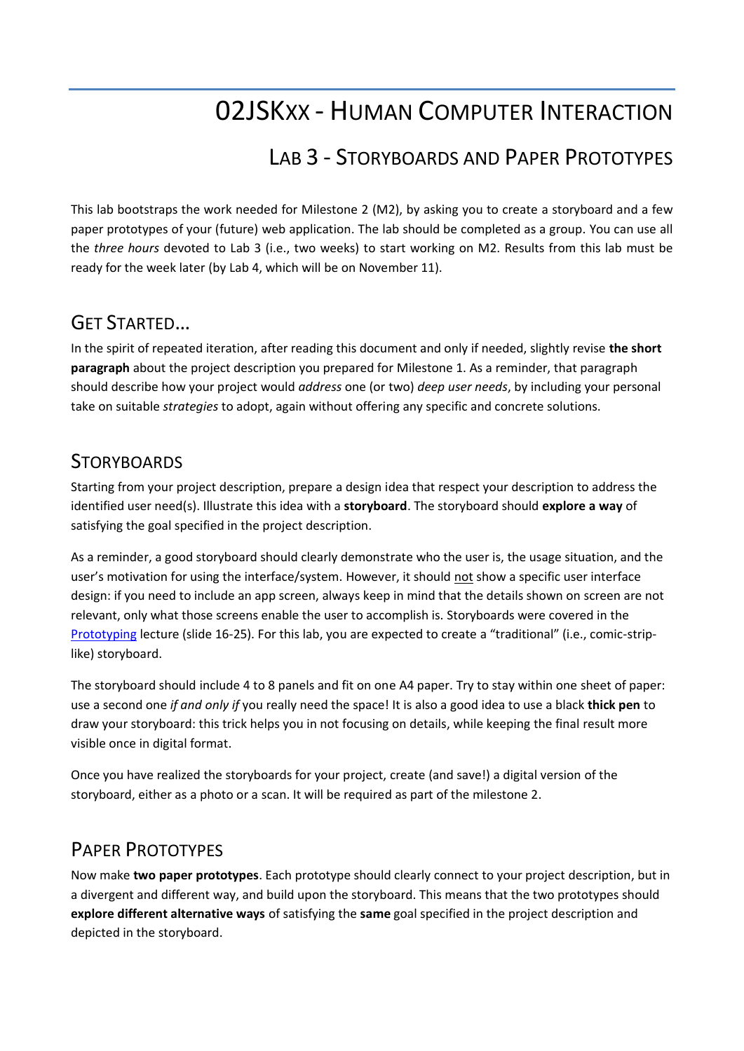# 02JSKXX - Human Computer Interaction

## Lab 3 - Storyboards and Paper Prototypes

This lab bootstraps the work needed for Milestone 2 (M2), by asking you to create a storyboard and a few paper prototypes of your (future) web application. The lab should be completed as a group. You can use all the *three hours* devoted to Lab 3 (i.e., two weeks) to start working on M2. Results from this lab must be ready for the week later (by Lab 4, which will be on November 11).

## Get Started…

In the spirit of repeated iteration, after reading this document and only if needed, slightly revise **the short paragraph** about the project description you prepared for Milestone 1. As a reminder, that paragraph should describe how your project would *address* one (or two) *deep user needs*, by including your personal take on suitable *strategies* to adopt, again without offering any specific and concrete solutions.

## Storyboards

Starting from your project description, prepare a design idea that respect your description to address the identified user need(s). Illustrate this idea with a **storyboard**. The storyboard should **explore a way** of satisfying the goal specified in the project description.

As a reminder, a good storyboard should clearly demonstrate who the user is, the usage situation, and the user's motivation for using the interface/system. However, it should not show a specific user interface design: if you need to include an app screen, always keep in mind that the details shown on screen are not relevant, only what those screens enable the user to accomplish is. Storyboards were covered in the Prototyping lecture (slide 16-25). For this lab, you are expected to create a "traditional" (i.e., comic-strip-like) storyboard.

The storyboard should include 4 to 8 panels and fit on one A4 paper. Try to stay within one sheet of paper: use a second one *if and only if* you really need the space! It is also a good idea to use a black **thick pen** to draw your storyboard: this trick helps you in not focusing on details, while keeping the final result more visible once in digital format.

Once you have realized the storyboards for your project, create (and save!) a digital version of the storyboard, either as a photo or a scan. It will be required as part of the milestone 2.

## Paper Prototypes

Now make **two paper prototypes**. Each prototype should clearly connect to your project description, but in a divergent and different way, and build upon the storyboard. This means that the two prototypes should **explore different alternative ways** of satisfying the **same** goal specified in the project description and depicted in the storyboard.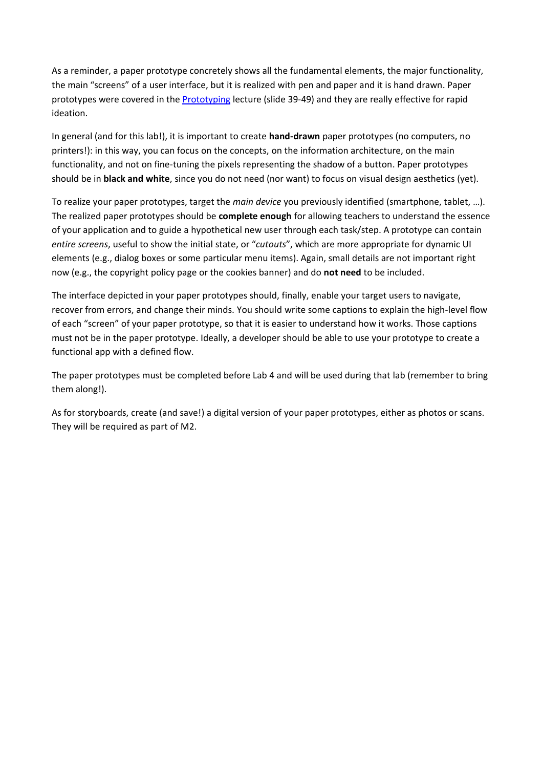As a reminder, a paper prototype concretely shows all the fundamental elements, the major functionality, the main "screens" of a user interface, but it is realized with pen and paper and it is hand drawn. Paper prototypes were covered in the Prototyping lecture (slide 39-49) and they are really effective for rapid ideation.

In general (and for this lab!), it is important to create **hand-drawn** paper prototypes (no computers, no printers!): in this way, you can focus on the concepts, on the information architecture, on the main functionality, and not on fine-tuning the pixels representing the shadow of a button. Paper prototypes should be in **black and white**, since you do not need (nor want) to focus on visual design aesthetics (yet).

To realize your paper prototypes, target the *main device* you previously identified (smartphone, tablet, …). The realized paper prototypes should be **complete enough** for allowing teachers to understand the essence of your application and to guide a hypothetical new user through each task/step. A prototype can contain *entire screens*, useful to show the initial state, or "*cutouts*", which are more appropriate for dynamic UI elements (e.g., dialog boxes or some particular menu items). Again, small details are not important right now (e.g., the copyright policy page or the cookies banner) and do **not need** to be included.

The interface depicted in your paper prototypes should, finally, enable your target users to navigate, recover from errors, and change their minds. You should write some captions to explain the high-level flow of each "screen" of your paper prototype, so that it is easier to understand how it works. Those captions must not be in the paper prototype. Ideally, a developer should be able to use your prototype to create a functional app with a defined flow.

The paper prototypes must be completed before Lab 4 and will be used during that lab (remember to bring them along!).

As for storyboards, create (and save!) a digital version of your paper prototypes, either as photos or scans. They will be required as part of M2.